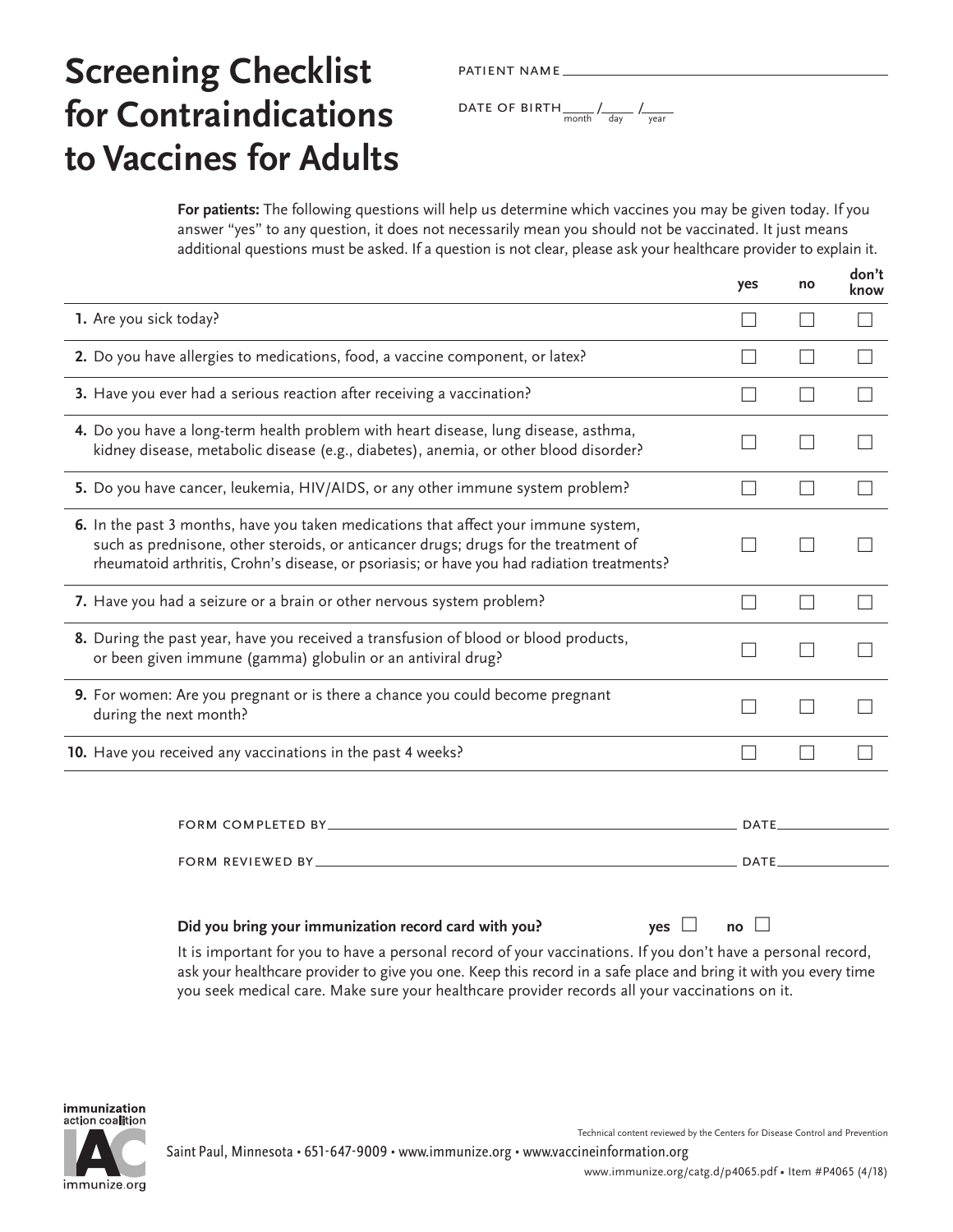# Screening Checklist for Contraindications to Vaccines for Adults

PATIENT NAME ______________________________

DATE OF BIRTH ____ / ____ / ____ (month / day / year)

**For patients:** The following questions will help us determine which vaccines you may be given today. If you answer "yes" to any question, it does not necessarily mean you should not be vaccinated. It just means additional questions must be asked. If a question is not clear, please ask your healthcare provider to explain it.

| | yes | no | don't know |
|---|---|---|---|
| **1.** Are you sick today? | ☐ | ☐ | ☐ |
| **2.** Do you have allergies to medications, food, a vaccine component, or latex? | ☐ | ☐ | ☐ |
| **3.** Have you ever had a serious reaction after receiving a vaccination? | ☐ | ☐ | ☐ |
| **4.** Do you have a long-term health problem with heart disease, lung disease, asthma, kidney disease, metabolic disease (e.g., diabetes), anemia, or other blood disorder? | ☐ | ☐ | ☐ |
| **5.** Do you have cancer, leukemia, HIV/AIDS, or any other immune system problem? | ☐ | ☐ | ☐ |
| **6.** In the past 3 months, have you taken medications that affect your immune system, such as prednisone, other steroids, or anticancer drugs; drugs for the treatment of rheumatoid arthritis, Crohn's disease, or psoriasis; or have you had radiation treatments? | ☐ | ☐ | ☐ |
| **7.** Have you had a seizure or a brain or other nervous system problem? | ☐ | ☐ | ☐ |
| **8.** During the past year, have you received a transfusion of blood or blood products, or been given immune (gamma) globulin or an antiviral drug? | ☐ | ☐ | ☐ |
| **9.** For women: Are you pregnant or is there a chance you could become pregnant during the next month? | ☐ | ☐ | ☐ |
| **10.** Have you received any vaccinations in the past 4 weeks? | ☐ | ☐ | ☐ |

FORM COMPLETED BY ______________________________ DATE ____________

FORM REVIEWED BY ______________________________ DATE ____________

**Did you bring your immunization record card with you?** yes ☐ no ☐

It is important for you to have a personal record of your vaccinations. If you don't have a personal record, ask your healthcare provider to give you one. Keep this record in a safe place and bring it with you every time you seek medical care. Make sure your healthcare provider records all your vaccinations on it.

immunization action coalition
IAC
immunize.org

Technical content reviewed by the Centers for Disease Control and Prevention

Saint Paul, Minnesota • 651-647-9009 • www.immunize.org • www.vaccineinformation.org

www.immunize.org/catg.d/p4065.pdf • Item #P4065 (4/18)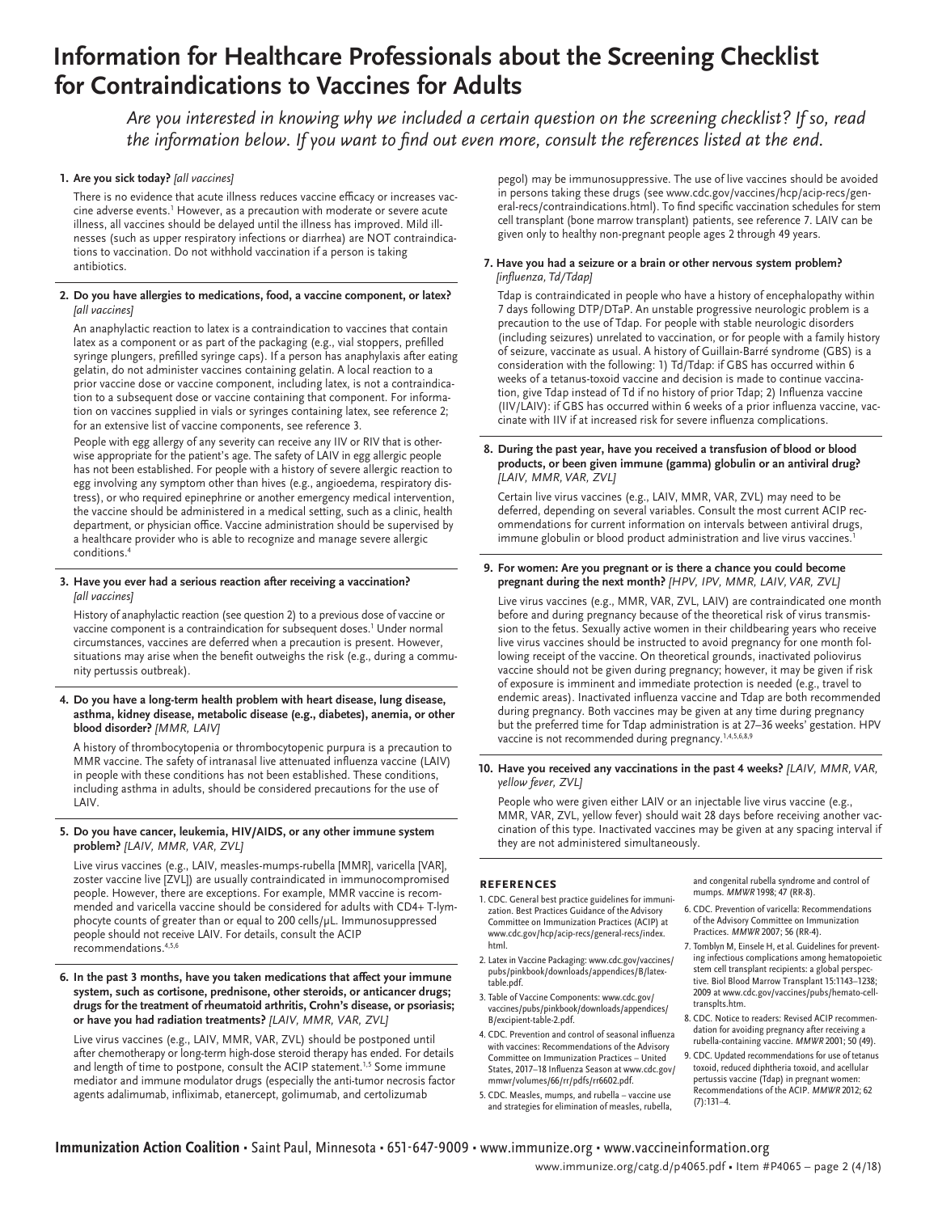# Information for Healthcare Professionals about the Screening Checklist for Contraindications to Vaccines for Adults

*Are you interested in knowing why we included a certain question on the screening checklist? If so, read the information below. If you want to find out even more, consult the references listed at the end.*

**1. Are you sick today?** *[all vaccines]*

There is no evidence that acute illness reduces vaccine efficacy or increases vaccine adverse events.[1] However, as a precaution with moderate or severe acute illness, all vaccines should be delayed until the illness has improved. Mild illnesses (such as upper respiratory infections or diarrhea) are NOT contraindications to vaccination. Do not withhold vaccination if a person is taking antibiotics.

**2. Do you have allergies to medications, food, a vaccine component, or latex?** *[all vaccines]*

An anaphylactic reaction to latex is a contraindication to vaccines that contain latex as a component or as part of the packaging (e.g., vial stoppers, prefilled syringe plungers, prefilled syringe caps). If a person has anaphylaxis after eating gelatin, do not administer vaccines containing gelatin. A local reaction to a prior vaccine dose or vaccine component, including latex, is not a contraindication to a subsequent dose or vaccine containing that component. For information on vaccines supplied in vials or syringes containing latex, see reference 2; for an extensive list of vaccine components, see reference 3.

People with egg allergy of any severity can receive any IIV or RIV that is otherwise appropriate for the patient's age. The safety of LAIV in egg allergic people has not been established. For people with a history of severe allergic reaction to egg involving any symptom other than hives (e.g., angioedema, respiratory distress), or who required epinephrine or another emergency medical intervention, the vaccine should be administered in a medical setting, such as a clinic, health department, or physician office. Vaccine administration should be supervised by a healthcare provider who is able to recognize and manage severe allergic conditions.[4]

**3. Have you ever had a serious reaction after receiving a vaccination?** *[all vaccines]*

History of anaphylactic reaction (see question 2) to a previous dose of vaccine or vaccine component is a contraindication for subsequent doses.[1] Under normal circumstances, vaccines are deferred when a precaution is present. However, situations may arise when the benefit outweighs the risk (e.g., during a community pertussis outbreak).

**4. Do you have a long-term health problem with heart disease, lung disease, asthma, kidney disease, metabolic disease (e.g., diabetes), anemia, or other blood disorder?** *[MMR, LAIV]*

A history of thrombocytopenia or thrombocytopenic purpura is a precaution to MMR vaccine. The safety of intranasal live attenuated influenza vaccine (LAIV) in people with these conditions has not been established. These conditions, including asthma in adults, should be considered precautions for the use of LAIV.

**5. Do you have cancer, leukemia, HIV/AIDS, or any other immune system problem?** *[LAIV, MMR, VAR, ZVL]*

Live virus vaccines (e.g., LAIV, measles-mumps-rubella [MMR], varicella [VAR], zoster vaccine live [ZVL]) are usually contraindicated in immunocompromised people. However, there are exceptions. For example, MMR vaccine is recommended and varicella vaccine should be considered for adults with CD4+ T-lymphocyte counts of greater than or equal to 200 cells/µL. Immunosuppressed people should not receive LAIV. For details, consult the ACIP recommendations.[4,5,6]

**6. In the past 3 months, have you taken medications that affect your immune system, such as cortisone, prednisone, other steroids, or anticancer drugs; drugs for the treatment of rheumatoid arthritis, Crohn's disease, or psoriasis; or have you had radiation treatments?** *[LAIV, MMR, VAR, ZVL]*

Live virus vaccines (e.g., LAIV, MMR, VAR, ZVL) should be postponed until after chemotherapy or long-term high-dose steroid therapy has ended. For details and length of time to postpone, consult the ACIP statement.[1,5] Some immune mediator and immune modulator drugs (especially the anti-tumor necrosis factor agents adalimumab, infliximab, etanercept, golimumab, and certolizumab pegol) may be immunosuppressive. The use of live vaccines should be avoided in persons taking these drugs (see www.cdc.gov/vaccines/hcp/acip-recs/general-recs/contraindications.html). To find specific vaccination schedules for stem cell transplant (bone marrow transplant) patients, see reference 7. LAIV can be given only to healthy non-pregnant people ages 2 through 49 years.

**7. Have you had a seizure or a brain or other nervous system problem?** *[influenza, Td/Tdap]*

Tdap is contraindicated in people who have a history of encephalopathy within 7 days following DTP/DTaP. An unstable progressive neurologic problem is a precaution to the use of Tdap. For people with stable neurologic disorders (including seizures) unrelated to vaccination, or for people with a family history of seizure, vaccinate as usual. A history of Guillain-Barré syndrome (GBS) is a consideration with the following: 1) Td/Tdap: if GBS has occurred within 6 weeks of a tetanus-toxoid vaccine and decision is made to continue vaccination, give Tdap instead of Td if no history of prior Tdap; 2) Influenza vaccine (IIV/LAIV): if GBS has occurred within 6 weeks of a prior influenza vaccine, vaccinate with IIV if at increased risk for severe influenza complications.

**8. During the past year, have you received a transfusion of blood or blood products, or been given immune (gamma) globulin or an antiviral drug?** *[LAIV, MMR, VAR, ZVL]*

Certain live virus vaccines (e.g., LAIV, MMR, VAR, ZVL) may need to be deferred, depending on several variables. Consult the most current ACIP recommendations for current information on intervals between antiviral drugs, immune globulin or blood product administration and live virus vaccines.[1]

**9. For women: Are you pregnant or is there a chance you could become pregnant during the next month?** *[HPV, IPV, MMR, LAIV, VAR, ZVL]*

Live virus vaccines (e.g., MMR, VAR, ZVL, LAIV) are contraindicated one month before and during pregnancy because of the theoretical risk of virus transmission to the fetus. Sexually active women in their childbearing years who receive live virus vaccines should be instructed to avoid pregnancy for one month following receipt of the vaccine. On theoretical grounds, inactivated poliovirus vaccine should not be given during pregnancy; however, it may be given if risk of exposure is imminent and immediate protection is needed (e.g., travel to endemic areas). Inactivated influenza vaccine and Tdap are both recommended during pregnancy. Both vaccines may be given at any time during pregnancy but the preferred time for Tdap administration is at 27–36 weeks' gestation. HPV vaccine is not recommended during pregnancy.[1,4,5,6,8,9]

**10. Have you received any vaccinations in the past 4 weeks?** *[LAIV, MMR, VAR, yellow fever, ZVL]*

People who were given either LAIV or an injectable live virus vaccine (e.g., MMR, VAR, ZVL, yellow fever) should wait 28 days before receiving another vaccination of this type. Inactivated vaccines may be given at any spacing interval if they are not administered simultaneously.

## REFERENCES

1. CDC. General best practice guidelines for immunization. Best Practices Guidance of the Advisory Committee on Immunization Practices (ACIP) at www.cdc.gov/hcp/acip-recs/general-recs/index.html.
2. Latex in Vaccine Packaging: www.cdc.gov/vaccines/pubs/pinkbook/downloads/appendices/B/latex-table.pdf.
3. Table of Vaccine Components: www.cdc.gov/vaccines/pubs/pinkbook/downloads/appendices/B/excipient-table-2.pdf.
4. CDC. Prevention and control of seasonal influenza with vaccines: Recommendations of the Advisory Committee on Immunization Practices – United States, 2017–18 Influenza Season at www.cdc.gov/mmwr/volumes/66/rr/pdfs/rr6602.pdf.
5. CDC. Measles, mumps, and rubella – vaccine use and strategies for elimination of measles, rubella, and congenital rubella syndrome and control of mumps. *MMWR* 1998; 47 (RR-8).
6. CDC. Prevention of varicella: Recommendations of the Advisory Committee on Immunization Practices. *MMWR* 2007; 56 (RR-4).
7. Tomblyn M, Einsele H, et al. Guidelines for preventing infectious complications among hematopoietic stem cell transplant recipients: a global perspective. Biol Blood Marrow Transplant 15:1143–1238; 2009 at www.cdc.gov/vaccines/pubs/hemato-cell-transplts.htm.
8. CDC. Notice to readers: Revised ACIP recommendation for avoiding pregnancy after receiving a rubella-containing vaccine. *MMWR* 2001; 50 (49).
9. CDC. Updated recommendations for use of tetanus toxoid, reduced diphtheria toxoid, and acellular pertussis vaccine (Tdap) in pregnant women: Recommendations of the ACIP. *MMWR* 2012; 62 (7):131–4.

**Immunization Action Coalition** • Saint Paul, Minnesota • 651-647-9009 • www.immunize.org • www.vaccineinformation.org

www.immunize.org/catg.d/p4065.pdf • Item #P4065 – page 2 (4/18)